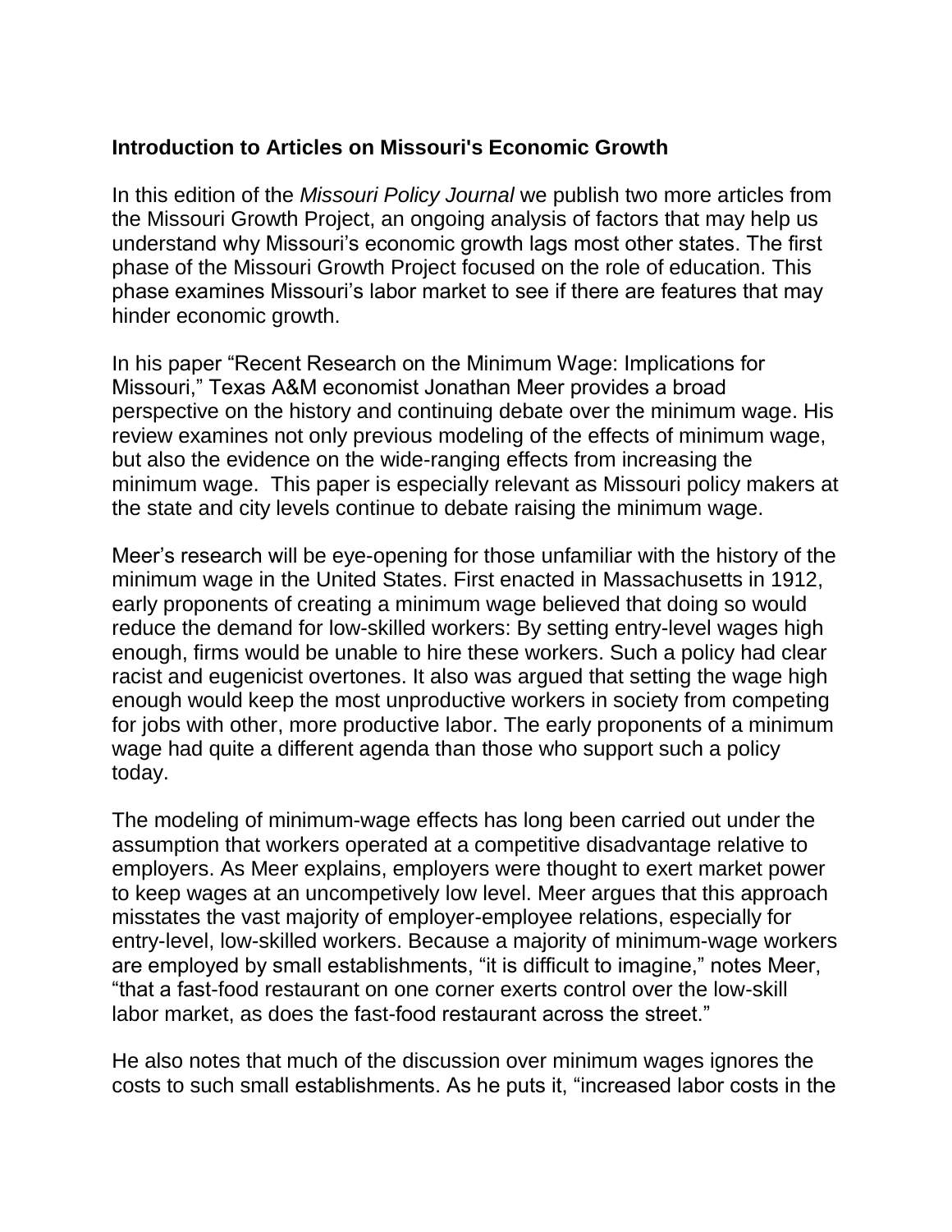**Introduction to Articles on Missouri's Economic Growth**

In this edition of the *Missouri Policy Journal* we publish two more articles from the Missouri Growth Project, an ongoing analysis of factors that may help us understand why Missouri's economic growth lags most other states. The first phase of the Missouri Growth Project focused on the role of education. This phase examines Missouri's labor market to see if there are features that may hinder economic growth.

In his paper "Recent Research on the Minimum Wage: Implications for Missouri," Texas A&M economist Jonathan Meer provides a broad perspective on the history and continuing debate over the minimum wage. His review examines not only previous modeling of the effects of minimum wage, but also the evidence on the wide-ranging effects from increasing the minimum wage. This paper is especially relevant as Missouri policy makers at the state and city levels continue to debate raising the minimum wage.

Meer's research will be eye-opening for those unfamiliar with the history of the minimum wage in the United States. First enacted in Massachusetts in 1912, early proponents of creating a minimum wage believed that doing so would reduce the demand for low-skilled workers: By setting entry-level wages high enough, firms would be unable to hire these workers. Such a policy had clear racist and eugenicist overtones. It also was argued that setting the wage high enough would keep the most unproductive workers in society from competing for jobs with other, more productive labor. The early proponents of a minimum wage had quite a different agenda than those who support such a policy today.

The modeling of minimum-wage effects has long been carried out under the assumption that workers operated at a competitive disadvantage relative to employers. As Meer explains, employers were thought to exert market power to keep wages at an uncompetively low level. Meer argues that this approach misstates the vast majority of employer-employee relations, especially for entry-level, low-skilled workers. Because a majority of minimum-wage workers are employed by small establishments, "it is difficult to imagine," notes Meer, "that a fast-food restaurant on one corner exerts control over the low-skill labor market, as does the fast-food restaurant across the street."

He also notes that much of the discussion over minimum wages ignores the costs to such small establishments. As he puts it, "increased labor costs in the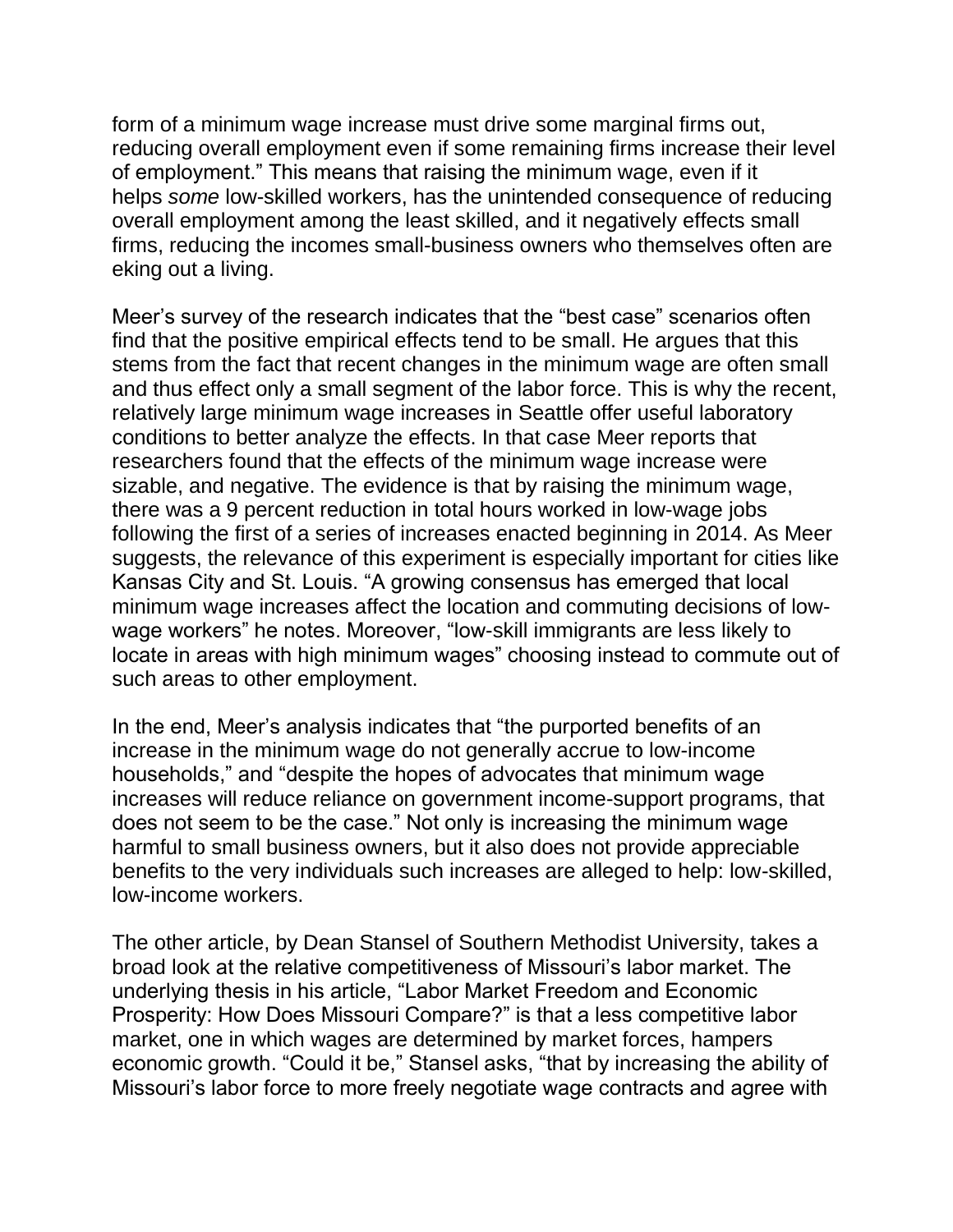form of a minimum wage increase must drive some marginal firms out, reducing overall employment even if some remaining firms increase their level of employment." This means that raising the minimum wage, even if it helps *some* low-skilled workers, has the unintended consequence of reducing overall employment among the least skilled, and it negatively effects small firms, reducing the incomes small-business owners who themselves often are eking out a living.

Meer's survey of the research indicates that the "best case" scenarios often find that the positive empirical effects tend to be small. He argues that this stems from the fact that recent changes in the minimum wage are often small and thus effect only a small segment of the labor force. This is why the recent, relatively large minimum wage increases in Seattle offer useful laboratory conditions to better analyze the effects. In that case Meer reports that researchers found that the effects of the minimum wage increase were sizable, and negative. The evidence is that by raising the minimum wage, there was a 9 percent reduction in total hours worked in low-wage jobs following the first of a series of increases enacted beginning in 2014. As Meer suggests, the relevance of this experiment is especially important for cities like Kansas City and St. Louis. "A growing consensus has emerged that local minimum wage increases affect the location and commuting decisions of low-wage workers" he notes. Moreover, "low-skill immigrants are less likely to locate in areas with high minimum wages" choosing instead to commute out of such areas to other employment.

In the end, Meer's analysis indicates that "the purported benefits of an increase in the minimum wage do not generally accrue to low-income households," and "despite the hopes of advocates that minimum wage increases will reduce reliance on government income-support programs, that does not seem to be the case." Not only is increasing the minimum wage harmful to small business owners, but it also does not provide appreciable benefits to the very individuals such increases are alleged to help: low-skilled, low-income workers.

The other article, by Dean Stansel of Southern Methodist University, takes a broad look at the relative competitiveness of Missouri's labor market. The underlying thesis in his article, "Labor Market Freedom and Economic Prosperity: How Does Missouri Compare?" is that a less competitive labor market, one in which wages are determined by market forces, hampers economic growth. "Could it be," Stansel asks, "that by increasing the ability of Missouri's labor force to more freely negotiate wage contracts and agree with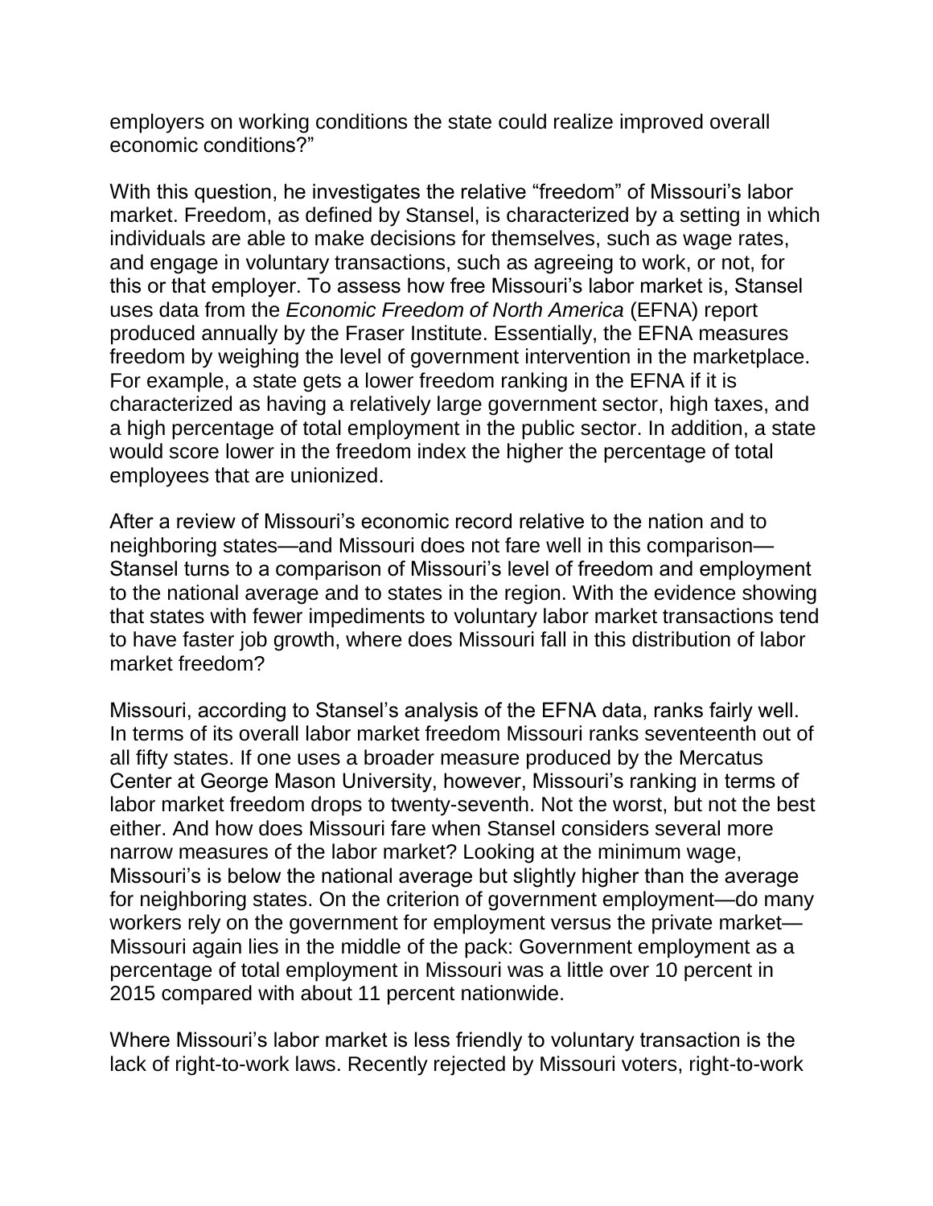employers on working conditions the state could realize improved overall economic conditions?"

With this question, he investigates the relative "freedom" of Missouri's labor market. Freedom, as defined by Stansel, is characterized by a setting in which individuals are able to make decisions for themselves, such as wage rates, and engage in voluntary transactions, such as agreeing to work, or not, for this or that employer. To assess how free Missouri's labor market is, Stansel uses data from the *Economic Freedom of North America* (EFNA) report produced annually by the Fraser Institute. Essentially, the EFNA measures freedom by weighing the level of government intervention in the marketplace. For example, a state gets a lower freedom ranking in the EFNA if it is characterized as having a relatively large government sector, high taxes, and a high percentage of total employment in the public sector. In addition, a state would score lower in the freedom index the higher the percentage of total employees that are unionized.

After a review of Missouri's economic record relative to the nation and to neighboring states—and Missouri does not fare well in this comparison—Stansel turns to a comparison of Missouri's level of freedom and employment to the national average and to states in the region. With the evidence showing that states with fewer impediments to voluntary labor market transactions tend to have faster job growth, where does Missouri fall in this distribution of labor market freedom?

Missouri, according to Stansel's analysis of the EFNA data, ranks fairly well. In terms of its overall labor market freedom Missouri ranks seventeenth out of all fifty states. If one uses a broader measure produced by the Mercatus Center at George Mason University, however, Missouri's ranking in terms of labor market freedom drops to twenty-seventh. Not the worst, but not the best either. And how does Missouri fare when Stansel considers several more narrow measures of the labor market? Looking at the minimum wage, Missouri's is below the national average but slightly higher than the average for neighboring states. On the criterion of government employment—do many workers rely on the government for employment versus the private market—Missouri again lies in the middle of the pack: Government employment as a percentage of total employment in Missouri was a little over 10 percent in 2015 compared with about 11 percent nationwide.

Where Missouri's labor market is less friendly to voluntary transaction is the lack of right-to-work laws. Recently rejected by Missouri voters, right-to-work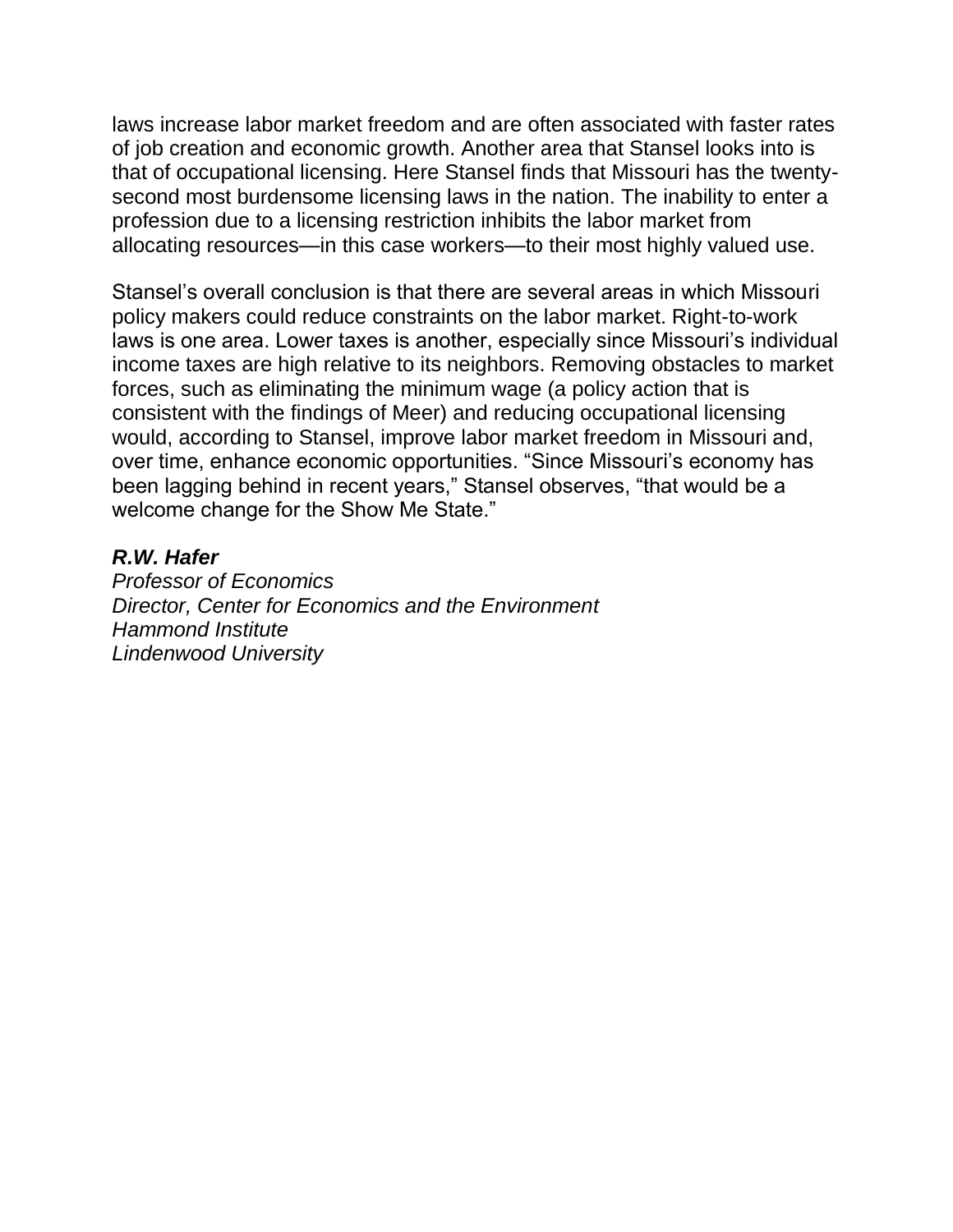laws increase labor market freedom and are often associated with faster rates of job creation and economic growth. Another area that Stansel looks into is that of occupational licensing. Here Stansel finds that Missouri has the twenty-second most burdensome licensing laws in the nation. The inability to enter a profession due to a licensing restriction inhibits the labor market from allocating resources—in this case workers—to their most highly valued use.

Stansel's overall conclusion is that there are several areas in which Missouri policy makers could reduce constraints on the labor market. Right-to-work laws is one area. Lower taxes is another, especially since Missouri's individual income taxes are high relative to its neighbors. Removing obstacles to market forces, such as eliminating the minimum wage (a policy action that is consistent with the findings of Meer) and reducing occupational licensing would, according to Stansel, improve labor market freedom in Missouri and, over time, enhance economic opportunities. "Since Missouri's economy has been lagging behind in recent years," Stansel observes, "that would be a welcome change for the Show Me State."

***R.W. Hafer***
*Professor of Economics*
*Director, Center for Economics and the Environment*
*Hammond Institute*
*Lindenwood University*